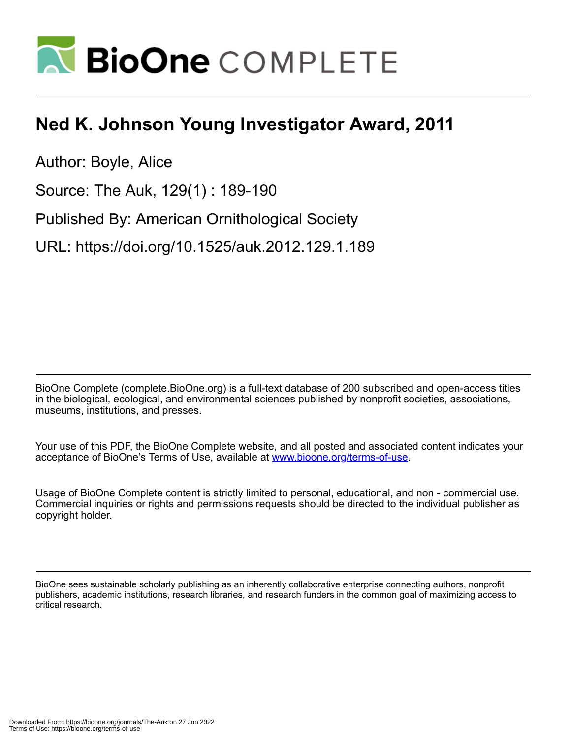# Ned K. Johnson Young Investigator Award, 2011

Author: Boyle, Alice

Source: The Auk, 129(1) : 189-190

Published By: American Ornithological Society

URL: https://doi.org/10.1525/auk.2012.129.1.189

BioOne Complete (complete.BioOne.org) is a full-text database of 200 subscribed and open-access titles in the biological, ecological, and environmental sciences published by nonprofit societies, associations, museums, institutions, and presses.

Your use of this PDF, the BioOne Complete website, and all posted and associated content indicates your acceptance of BioOne's Terms of Use, available at www.bioone.org/terms-of-use.

Usage of BioOne Complete content is strictly limited to personal, educational, and non - commercial use. Commercial inquiries or rights and permissions requests should be directed to the individual publisher as copyright holder.

BioOne sees sustainable scholarly publishing as an inherently collaborative enterprise connecting authors, nonprofit publishers, academic institutions, research libraries, and research funders in the common goal of maximizing access to critical research.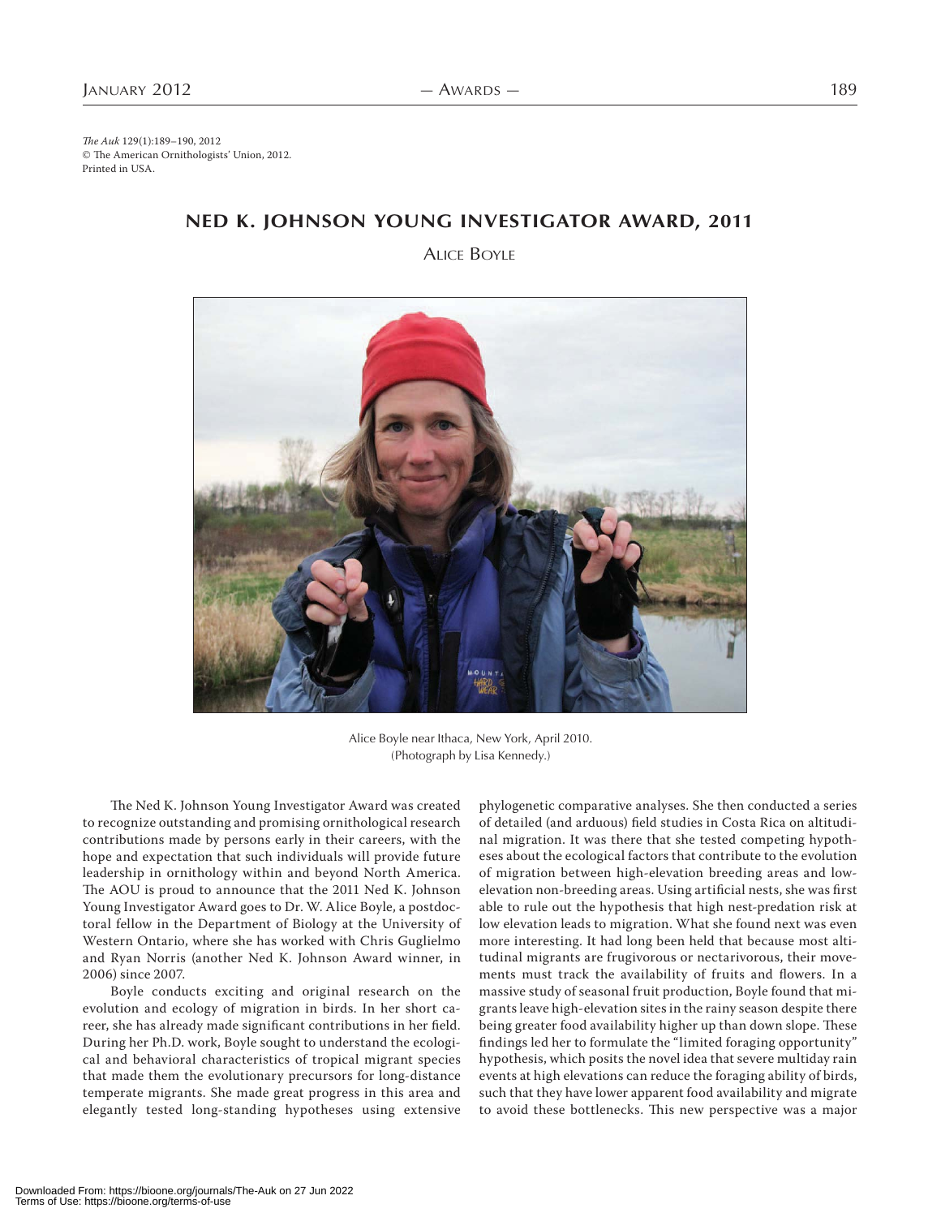*The Auk* 129(1):189–190, 2012
© The American Ornithologists' Union, 2012.
Printed in USA.

## NED K. JOHNSON YOUNG INVESTIGATOR AWARD, 2011

ALICE BOYLE

Alice Boyle near Ithaca, New York, April 2010.
(Photograph by Lisa Kennedy.)

The Ned K. Johnson Young Investigator Award was created to recognize outstanding and promising ornithological research contributions made by persons early in their careers, with the hope and expectation that such individuals will provide future leadership in ornithology within and beyond North America. The AOU is proud to announce that the 2011 Ned K. Johnson Young Investigator Award goes to Dr. W. Alice Boyle, a postdoctoral fellow in the Department of Biology at the University of Western Ontario, where she has worked with Chris Guglielmo and Ryan Norris (another Ned K. Johnson Award winner, in 2006) since 2007.

Boyle conducts exciting and original research on the evolution and ecology of migration in birds. In her short career, she has already made significant contributions in her field. During her Ph.D. work, Boyle sought to understand the ecological and behavioral characteristics of tropical migrant species that made them the evolutionary precursors for long-distance temperate migrants. She made great progress in this area and elegantly tested long-standing hypotheses using extensive phylogenetic comparative analyses. She then conducted a series of detailed (and arduous) field studies in Costa Rica on altitudinal migration. It was there that she tested competing hypotheses about the ecological factors that contribute to the evolution of migration between high-elevation breeding areas and low-elevation non-breeding areas. Using artificial nests, she was first able to rule out the hypothesis that high nest-predation risk at low elevation leads to migration. What she found next was even more interesting. It had long been held that because most altitudinal migrants are frugivorous or nectarivorous, their movements must track the availability of fruits and flowers. In a massive study of seasonal fruit production, Boyle found that migrants leave high-elevation sites in the rainy season despite there being greater food availability higher up than down slope. These findings led her to formulate the "limited foraging opportunity" hypothesis, which posits the novel idea that severe multiday rain events at high elevations can reduce the foraging ability of birds, such that they have lower apparent food availability and migrate to avoid these bottlenecks. This new perspective was a major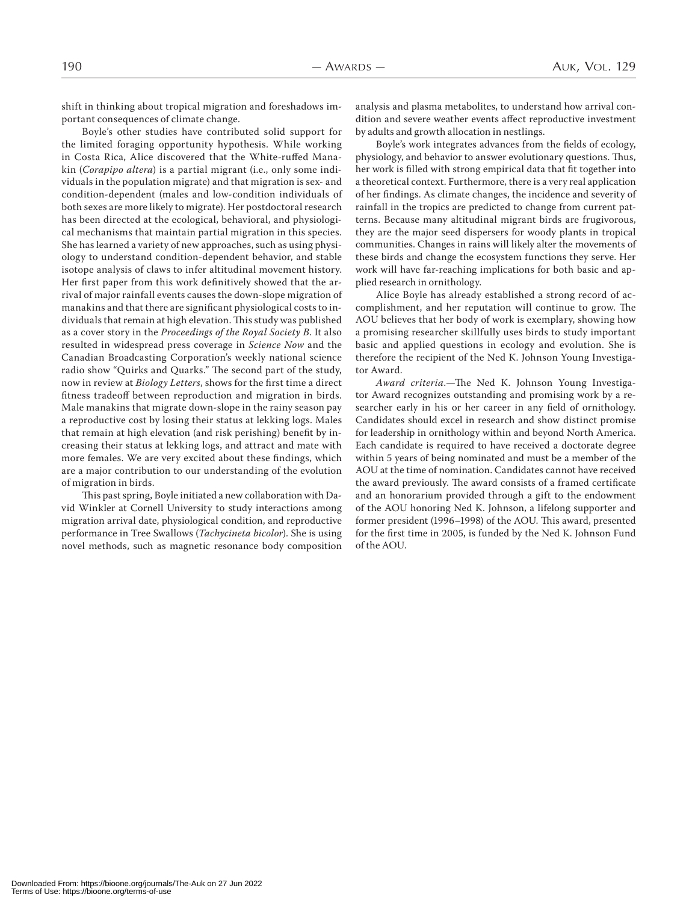shift in thinking about tropical migration and foreshadows important consequences of climate change.

Boyle's other studies have contributed solid support for the limited foraging opportunity hypothesis. While working in Costa Rica, Alice discovered that the White-ruffed Manakin (*Corapipo altera*) is a partial migrant (i.e., only some individuals in the population migrate) and that migration is sex- and condition-dependent (males and low-condition individuals of both sexes are more likely to migrate). Her postdoctoral research has been directed at the ecological, behavioral, and physiological mechanisms that maintain partial migration in this species. She has learned a variety of new approaches, such as using physiology to understand condition-dependent behavior, and stable isotope analysis of claws to infer altitudinal movement history. Her first paper from this work definitively showed that the arrival of major rainfall events causes the down-slope migration of manakins and that there are significant physiological costs to individuals that remain at high elevation. This study was published as a cover story in the *Proceedings of the Royal Society B*. It also resulted in widespread press coverage in *Science Now* and the Canadian Broadcasting Corporation's weekly national science radio show "Quirks and Quarks." The second part of the study, now in review at *Biology Letters*, shows for the first time a direct fitness tradeoff between reproduction and migration in birds. Male manakins that migrate down-slope in the rainy season pay a reproductive cost by losing their status at lekking logs. Males that remain at high elevation (and risk perishing) benefit by increasing their status at lekking logs, and attract and mate with more females. We are very excited about these findings, which are a major contribution to our understanding of the evolution of migration in birds.

This past spring, Boyle initiated a new collaboration with David Winkler at Cornell University to study interactions among migration arrival date, physiological condition, and reproductive performance in Tree Swallows (*Tachycineta bicolor*). She is using novel methods, such as magnetic resonance body composition analysis and plasma metabolites, to understand how arrival condition and severe weather events affect reproductive investment by adults and growth allocation in nestlings.

Boyle's work integrates advances from the fields of ecology, physiology, and behavior to answer evolutionary questions. Thus, her work is filled with strong empirical data that fit together into a theoretical context. Furthermore, there is a very real application of her findings. As climate changes, the incidence and severity of rainfall in the tropics are predicted to change from current patterns. Because many altitudinal migrant birds are frugivorous, they are the major seed dispersers for woody plants in tropical communities. Changes in rains will likely alter the movements of these birds and change the ecosystem functions they serve. Her work will have far-reaching implications for both basic and applied research in ornithology.

Alice Boyle has already established a strong record of accomplishment, and her reputation will continue to grow. The AOU believes that her body of work is exemplary, showing how a promising researcher skillfully uses birds to study important basic and applied questions in ecology and evolution. She is therefore the recipient of the Ned K. Johnson Young Investigator Award.

*Award criteria*.—The Ned K. Johnson Young Investigator Award recognizes outstanding and promising work by a researcher early in his or her career in any field of ornithology. Candidates should excel in research and show distinct promise for leadership in ornithology within and beyond North America. Each candidate is required to have received a doctorate degree within 5 years of being nominated and must be a member of the AOU at the time of nomination. Candidates cannot have received the award previously. The award consists of a framed certificate and an honorarium provided through a gift to the endowment of the AOU honoring Ned K. Johnson, a lifelong supporter and former president (1996–1998) of the AOU. This award, presented for the first time in 2005, is funded by the Ned K. Johnson Fund of the AOU.